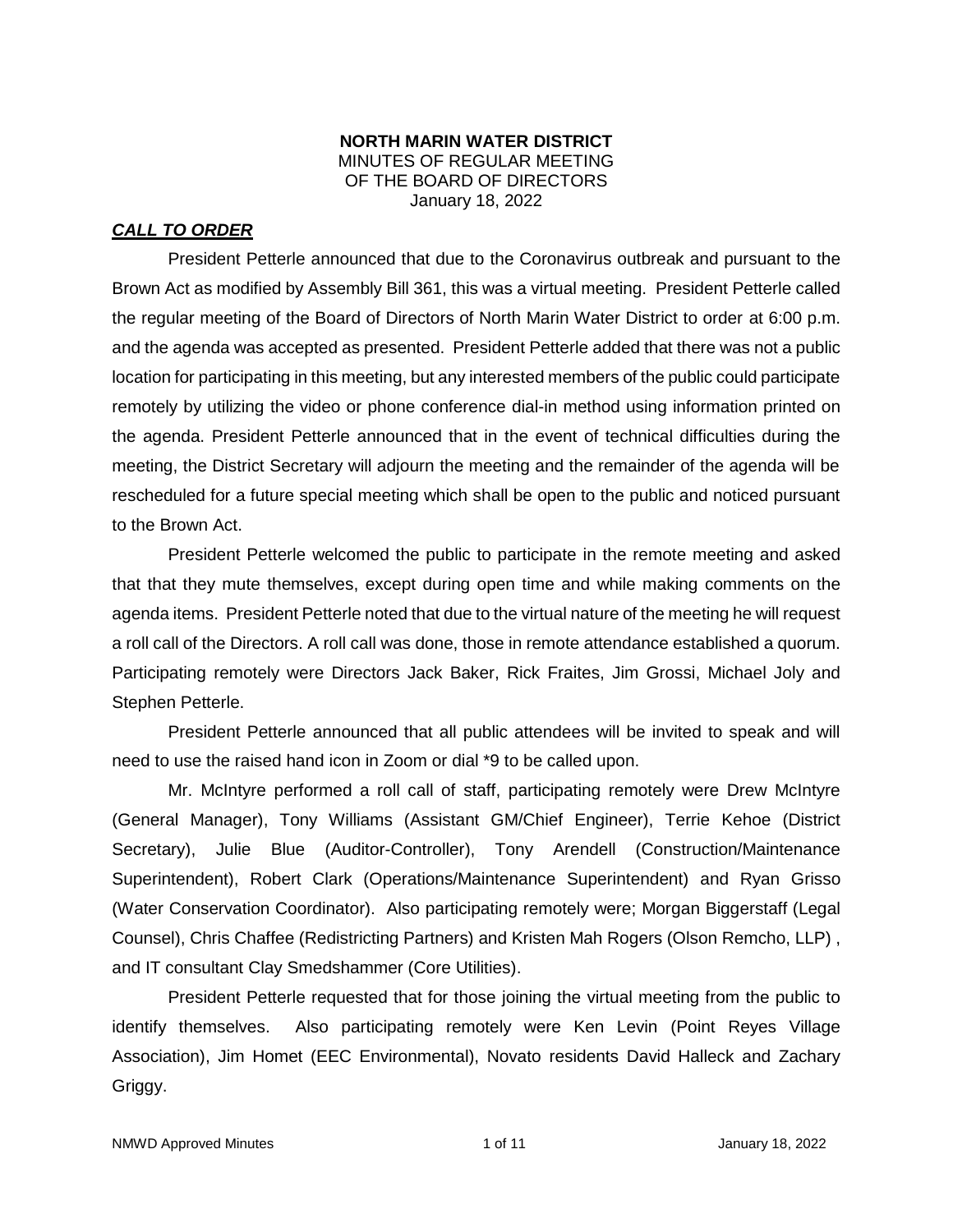**NORTH MARIN WATER DISTRICT**
MINUTES OF REGULAR MEETING
OF THE BOARD OF DIRECTORS
January 18, 2022

***CALL TO ORDER***

President Petterle announced that due to the Coronavirus outbreak and pursuant to the Brown Act as modified by Assembly Bill 361, this was a virtual meeting. President Petterle called the regular meeting of the Board of Directors of North Marin Water District to order at 6:00 p.m. and the agenda was accepted as presented. President Petterle added that there was not a public location for participating in this meeting, but any interested members of the public could participate remotely by utilizing the video or phone conference dial-in method using information printed on the agenda. President Petterle announced that in the event of technical difficulties during the meeting, the District Secretary will adjourn the meeting and the remainder of the agenda will be rescheduled for a future special meeting which shall be open to the public and noticed pursuant to the Brown Act.

President Petterle welcomed the public to participate in the remote meeting and asked that that they mute themselves, except during open time and while making comments on the agenda items. President Petterle noted that due to the virtual nature of the meeting he will request a roll call of the Directors. A roll call was done, those in remote attendance established a quorum. Participating remotely were Directors Jack Baker, Rick Fraites, Jim Grossi, Michael Joly and Stephen Petterle.

President Petterle announced that all public attendees will be invited to speak and will need to use the raised hand icon in Zoom or dial *9 to be called upon.

Mr. McIntyre performed a roll call of staff, participating remotely were Drew McIntyre (General Manager), Tony Williams (Assistant GM/Chief Engineer), Terrie Kehoe (District Secretary), Julie Blue (Auditor-Controller), Tony Arendell (Construction/Maintenance Superintendent), Robert Clark (Operations/Maintenance Superintendent) and Ryan Grisso (Water Conservation Coordinator). Also participating remotely were; Morgan Biggerstaff (Legal Counsel), Chris Chaffee (Redistricting Partners) and Kristen Mah Rogers (Olson Remcho, LLP) , and IT consultant Clay Smedshammer (Core Utilities).

President Petterle requested that for those joining the virtual meeting from the public to identify themselves. Also participating remotely were Ken Levin (Point Reyes Village Association), Jim Homet (EEC Environmental), Novato residents David Halleck and Zachary Griggy.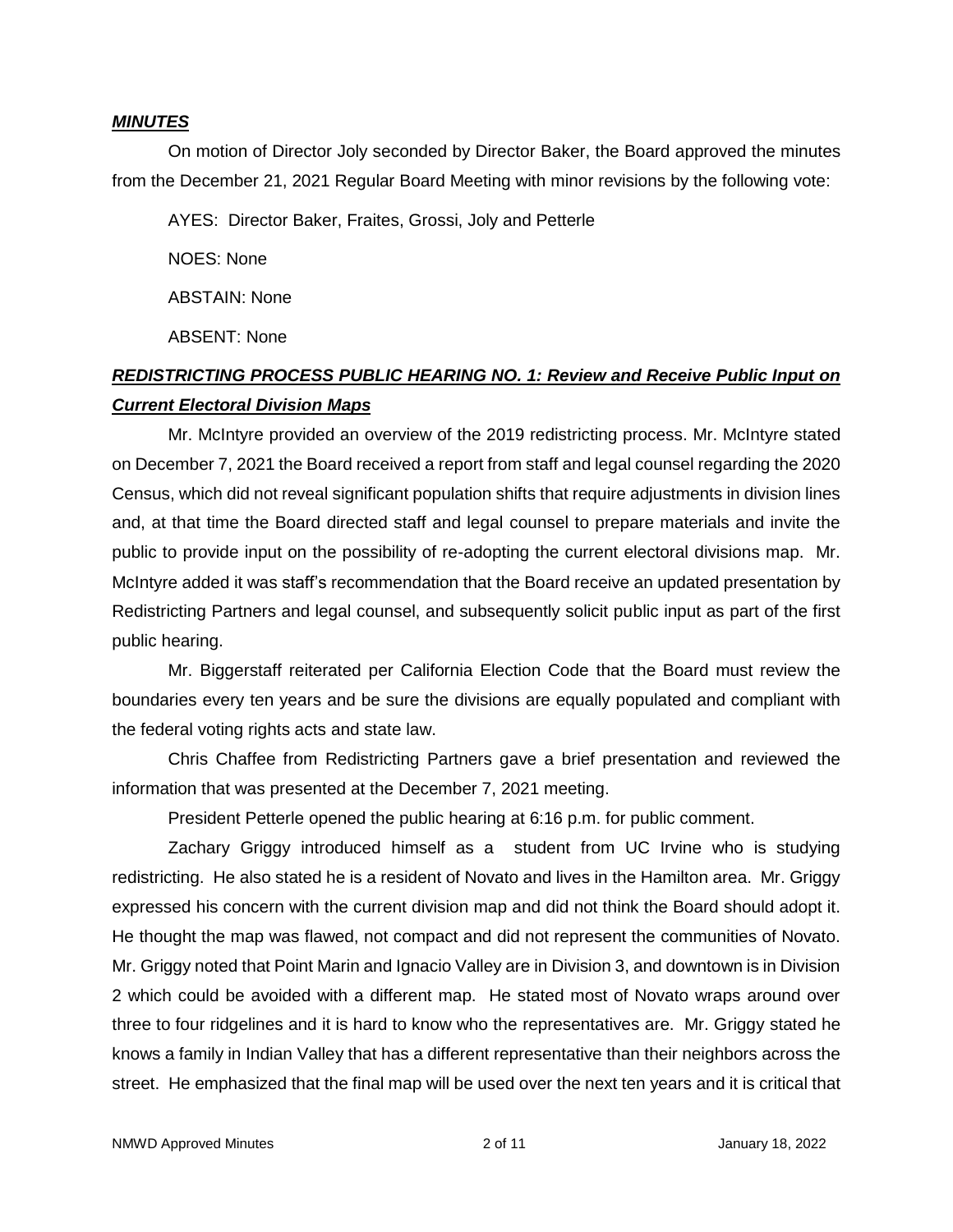***MINUTES***

On motion of Director Joly seconded by Director Baker, the Board approved the minutes from the December 21, 2021 Regular Board Meeting with minor revisions by the following vote:

AYES: Director Baker, Fraites, Grossi, Joly and Petterle

NOES: None

ABSTAIN: None

ABSENT: None

***REDISTRICTING PROCESS PUBLIC HEARING NO. 1: Review and Receive Public Input on Current Electoral Division Maps***

Mr. McIntyre provided an overview of the 2019 redistricting process. Mr. McIntyre stated on December 7, 2021 the Board received a report from staff and legal counsel regarding the 2020 Census, which did not reveal significant population shifts that require adjustments in division lines and, at that time the Board directed staff and legal counsel to prepare materials and invite the public to provide input on the possibility of re-adopting the current electoral divisions map. Mr. McIntyre added it was staff's recommendation that the Board receive an updated presentation by Redistricting Partners and legal counsel, and subsequently solicit public input as part of the first public hearing.

Mr. Biggerstaff reiterated per California Election Code that the Board must review the boundaries every ten years and be sure the divisions are equally populated and compliant with the federal voting rights acts and state law.

Chris Chaffee from Redistricting Partners gave a brief presentation and reviewed the information that was presented at the December 7, 2021 meeting.

President Petterle opened the public hearing at 6:16 p.m. for public comment.

Zachary Griggy introduced himself as a student from UC Irvine who is studying redistricting. He also stated he is a resident of Novato and lives in the Hamilton area. Mr. Griggy expressed his concern with the current division map and did not think the Board should adopt it. He thought the map was flawed, not compact and did not represent the communities of Novato. Mr. Griggy noted that Point Marin and Ignacio Valley are in Division 3, and downtown is in Division 2 which could be avoided with a different map. He stated most of Novato wraps around over three to four ridgelines and it is hard to know who the representatives are. Mr. Griggy stated he knows a family in Indian Valley that has a different representative than their neighbors across the street. He emphasized that the final map will be used over the next ten years and it is critical that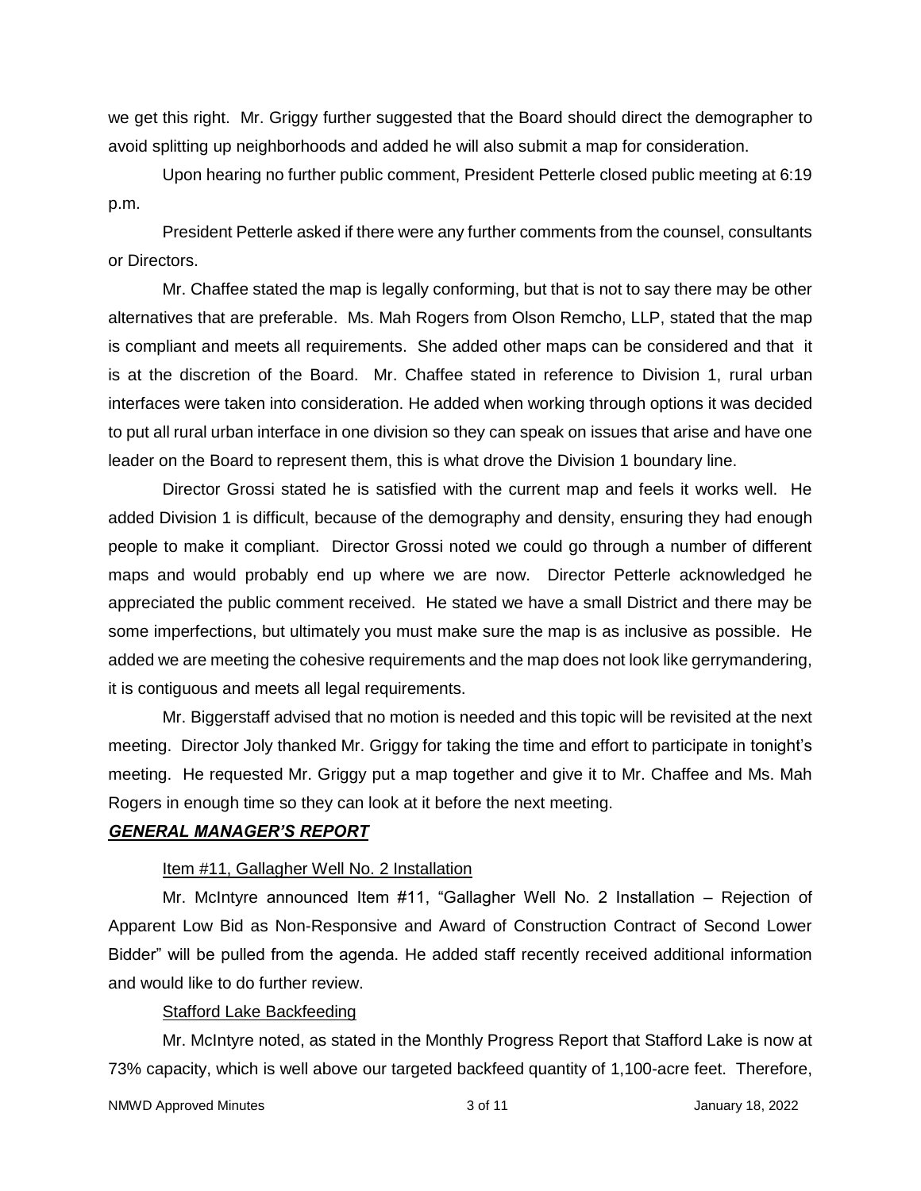we get this right. Mr. Griggy further suggested that the Board should direct the demographer to avoid splitting up neighborhoods and added he will also submit a map for consideration.

Upon hearing no further public comment, President Petterle closed public meeting at 6:19 p.m.

President Petterle asked if there were any further comments from the counsel, consultants or Directors.

Mr. Chaffee stated the map is legally conforming, but that is not to say there may be other alternatives that are preferable. Ms. Mah Rogers from Olson Remcho, LLP, stated that the map is compliant and meets all requirements. She added other maps can be considered and that it is at the discretion of the Board. Mr. Chaffee stated in reference to Division 1, rural urban interfaces were taken into consideration. He added when working through options it was decided to put all rural urban interface in one division so they can speak on issues that arise and have one leader on the Board to represent them, this is what drove the Division 1 boundary line.

Director Grossi stated he is satisfied with the current map and feels it works well. He added Division 1 is difficult, because of the demography and density, ensuring they had enough people to make it compliant. Director Grossi noted we could go through a number of different maps and would probably end up where we are now. Director Petterle acknowledged he appreciated the public comment received. He stated we have a small District and there may be some imperfections, but ultimately you must make sure the map is as inclusive as possible. He added we are meeting the cohesive requirements and the map does not look like gerrymandering, it is contiguous and meets all legal requirements.

Mr. Biggerstaff advised that no motion is needed and this topic will be revisited at the next meeting. Director Joly thanked Mr. Griggy for taking the time and effort to participate in tonight's meeting. He requested Mr. Griggy put a map together and give it to Mr. Chaffee and Ms. Mah Rogers in enough time so they can look at it before the next meeting.

***GENERAL MANAGER'S REPORT***

Item #11, Gallagher Well No. 2 Installation

Mr. McIntyre announced Item #11, "Gallagher Well No. 2 Installation – Rejection of Apparent Low Bid as Non-Responsive and Award of Construction Contract of Second Lower Bidder" will be pulled from the agenda. He added staff recently received additional information and would like to do further review.

Stafford Lake Backfeeding

Mr. McIntyre noted, as stated in the Monthly Progress Report that Stafford Lake is now at 73% capacity, which is well above our targeted backfeed quantity of 1,100-acre feet. Therefore,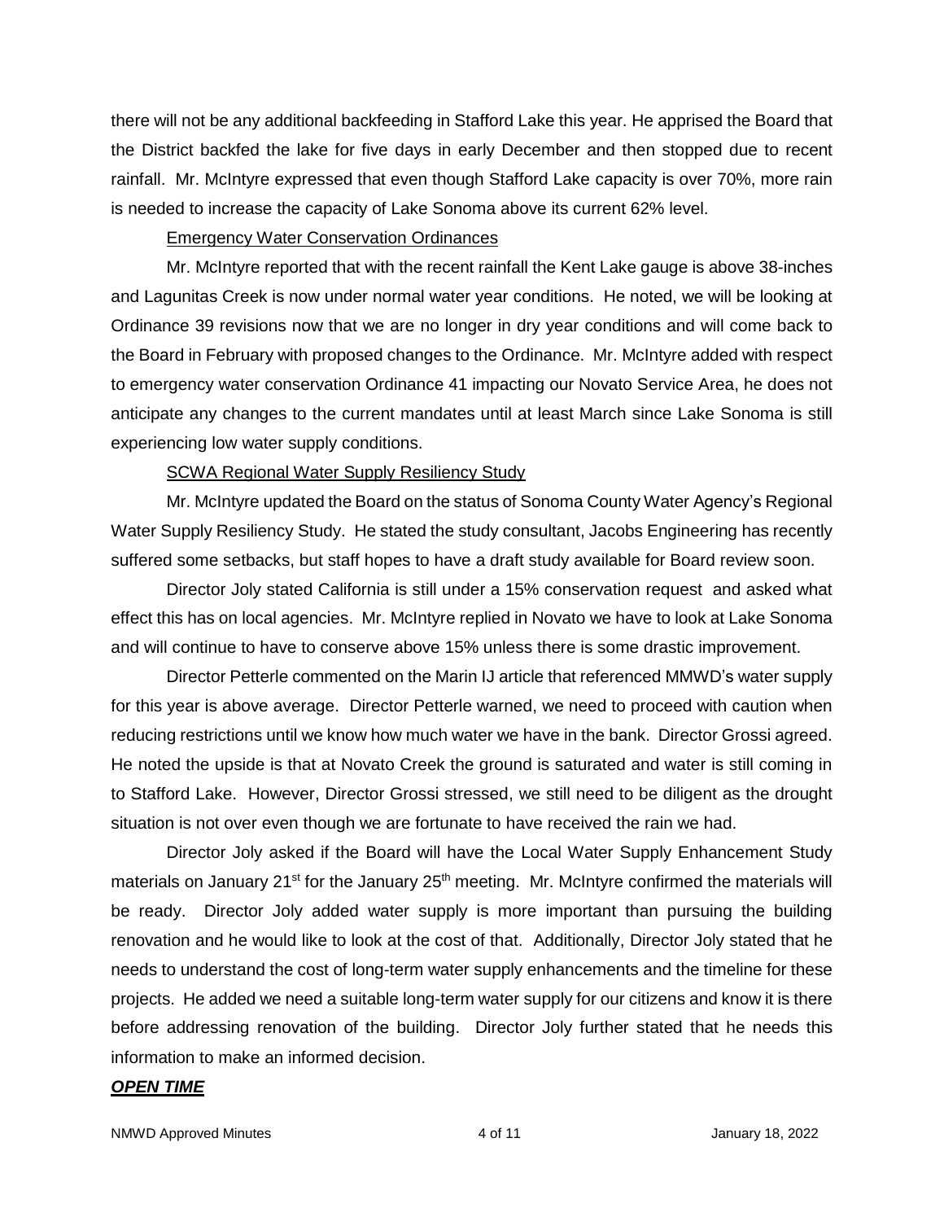there will not be any additional backfeeding in Stafford Lake this year. He apprised the Board that the District backfed the lake for five days in early December and then stopped due to recent rainfall. Mr. McIntyre expressed that even though Stafford Lake capacity is over 70%, more rain is needed to increase the capacity of Lake Sonoma above its current 62% level.

Emergency Water Conservation Ordinances

Mr. McIntyre reported that with the recent rainfall the Kent Lake gauge is above 38-inches and Lagunitas Creek is now under normal water year conditions. He noted, we will be looking at Ordinance 39 revisions now that we are no longer in dry year conditions and will come back to the Board in February with proposed changes to the Ordinance. Mr. McIntyre added with respect to emergency water conservation Ordinance 41 impacting our Novato Service Area, he does not anticipate any changes to the current mandates until at least March since Lake Sonoma is still experiencing low water supply conditions.

SCWA Regional Water Supply Resiliency Study

Mr. McIntyre updated the Board on the status of Sonoma County Water Agency's Regional Water Supply Resiliency Study. He stated the study consultant, Jacobs Engineering has recently suffered some setbacks, but staff hopes to have a draft study available for Board review soon.

Director Joly stated California is still under a 15% conservation request and asked what effect this has on local agencies. Mr. McIntyre replied in Novato we have to look at Lake Sonoma and will continue to have to conserve above 15% unless there is some drastic improvement.

Director Petterle commented on the Marin IJ article that referenced MMWD's water supply for this year is above average. Director Petterle warned, we need to proceed with caution when reducing restrictions until we know how much water we have in the bank. Director Grossi agreed. He noted the upside is that at Novato Creek the ground is saturated and water is still coming in to Stafford Lake. However, Director Grossi stressed, we still need to be diligent as the drought situation is not over even though we are fortunate to have received the rain we had.

Director Joly asked if the Board will have the Local Water Supply Enhancement Study materials on January 21st for the January 25th meeting. Mr. McIntyre confirmed the materials will be ready. Director Joly added water supply is more important than pursuing the building renovation and he would like to look at the cost of that. Additionally, Director Joly stated that he needs to understand the cost of long-term water supply enhancements and the timeline for these projects. He added we need a suitable long-term water supply for our citizens and know it is there before addressing renovation of the building. Director Joly further stated that he needs this information to make an informed decision.

***OPEN TIME***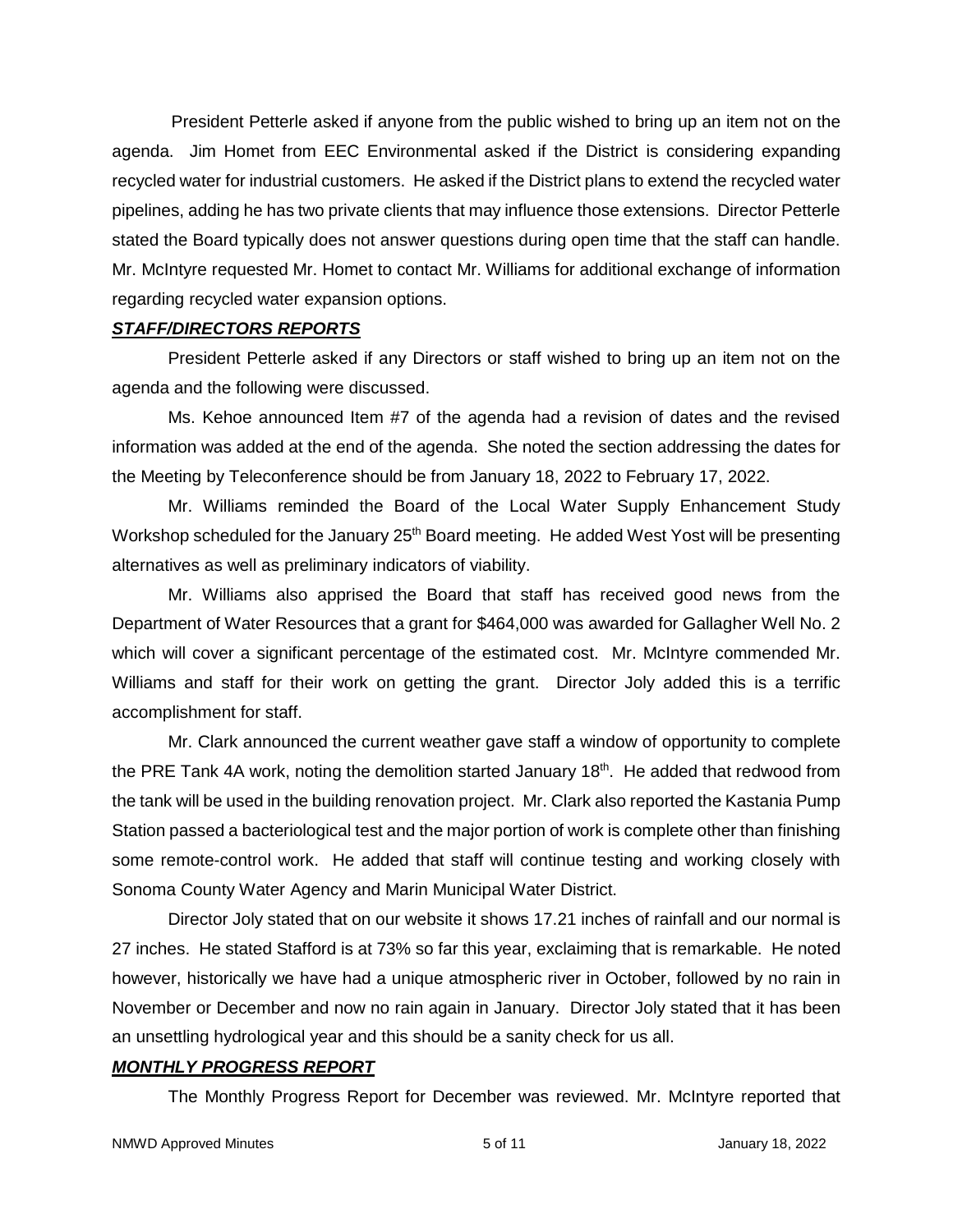President Petterle asked if anyone from the public wished to bring up an item not on the agenda. Jim Homet from EEC Environmental asked if the District is considering expanding recycled water for industrial customers. He asked if the District plans to extend the recycled water pipelines, adding he has two private clients that may influence those extensions. Director Petterle stated the Board typically does not answer questions during open time that the staff can handle. Mr. McIntyre requested Mr. Homet to contact Mr. Williams for additional exchange of information regarding recycled water expansion options.

***STAFF/DIRECTORS REPORTS***

President Petterle asked if any Directors or staff wished to bring up an item not on the agenda and the following were discussed.

Ms. Kehoe announced Item #7 of the agenda had a revision of dates and the revised information was added at the end of the agenda. She noted the section addressing the dates for the Meeting by Teleconference should be from January 18, 2022 to February 17, 2022.

Mr. Williams reminded the Board of the Local Water Supply Enhancement Study Workshop scheduled for the January 25th Board meeting. He added West Yost will be presenting alternatives as well as preliminary indicators of viability.

Mr. Williams also apprised the Board that staff has received good news from the Department of Water Resources that a grant for $464,000 was awarded for Gallagher Well No. 2 which will cover a significant percentage of the estimated cost. Mr. McIntyre commended Mr. Williams and staff for their work on getting the grant. Director Joly added this is a terrific accomplishment for staff.

Mr. Clark announced the current weather gave staff a window of opportunity to complete the PRE Tank 4A work, noting the demolition started January 18th. He added that redwood from the tank will be used in the building renovation project. Mr. Clark also reported the Kastania Pump Station passed a bacteriological test and the major portion of work is complete other than finishing some remote-control work. He added that staff will continue testing and working closely with Sonoma County Water Agency and Marin Municipal Water District.

Director Joly stated that on our website it shows 17.21 inches of rainfall and our normal is 27 inches. He stated Stafford is at 73% so far this year, exclaiming that is remarkable. He noted however, historically we have had a unique atmospheric river in October, followed by no rain in November or December and now no rain again in January. Director Joly stated that it has been an unsettling hydrological year and this should be a sanity check for us all.

***MONTHLY PROGRESS REPORT***

The Monthly Progress Report for December was reviewed. Mr. McIntyre reported that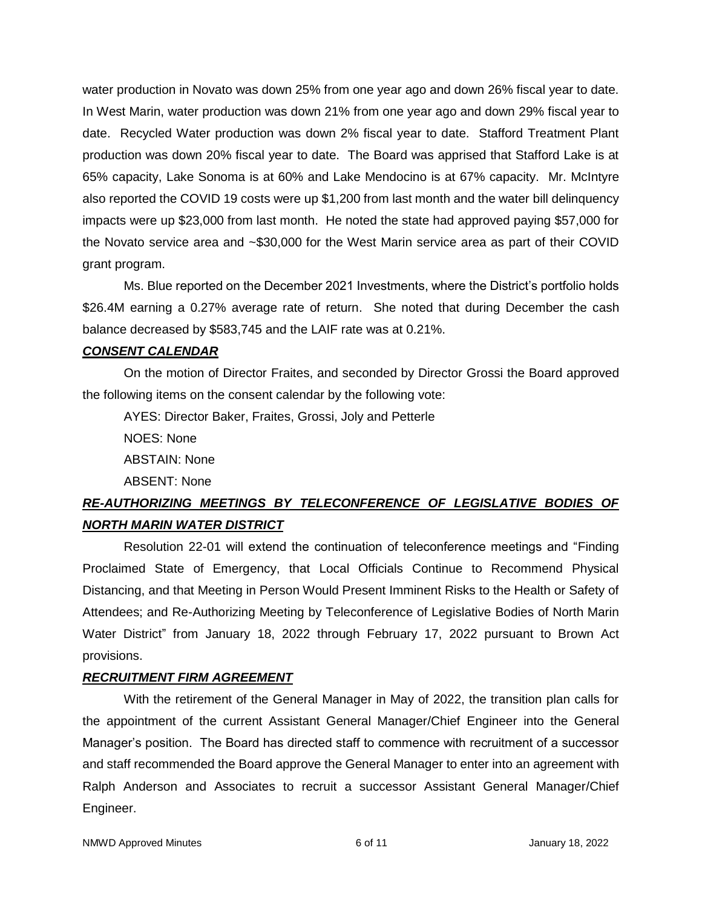water production in Novato was down 25% from one year ago and down 26% fiscal year to date. In West Marin, water production was down 21% from one year ago and down 29% fiscal year to date. Recycled Water production was down 2% fiscal year to date. Stafford Treatment Plant production was down 20% fiscal year to date. The Board was apprised that Stafford Lake is at 65% capacity, Lake Sonoma is at 60% and Lake Mendocino is at 67% capacity. Mr. McIntyre also reported the COVID 19 costs were up $1,200 from last month and the water bill delinquency impacts were up $23,000 from last month. He noted the state had approved paying $57,000 for the Novato service area and ~$30,000 for the West Marin service area as part of their COVID grant program.

Ms. Blue reported on the December 2021 Investments, where the District's portfolio holds $26.4M earning a 0.27% average rate of return. She noted that during December the cash balance decreased by $583,745 and the LAIF rate was at 0.21%.

***CONSENT CALENDAR***

On the motion of Director Fraites, and seconded by Director Grossi the Board approved the following items on the consent calendar by the following vote:

AYES: Director Baker, Fraites, Grossi, Joly and Petterle

NOES: None

ABSTAIN: None

ABSENT: None

***RE-AUTHORIZING MEETINGS BY TELECONFERENCE OF LEGISLATIVE BODIES OF NORTH MARIN WATER DISTRICT***

Resolution 22-01 will extend the continuation of teleconference meetings and "Finding Proclaimed State of Emergency, that Local Officials Continue to Recommend Physical Distancing, and that Meeting in Person Would Present Imminent Risks to the Health or Safety of Attendees; and Re-Authorizing Meeting by Teleconference of Legislative Bodies of North Marin Water District" from January 18, 2022 through February 17, 2022 pursuant to Brown Act provisions.

***RECRUITMENT FIRM AGREEMENT***

With the retirement of the General Manager in May of 2022, the transition plan calls for the appointment of the current Assistant General Manager/Chief Engineer into the General Manager's position. The Board has directed staff to commence with recruitment of a successor and staff recommended the Board approve the General Manager to enter into an agreement with Ralph Anderson and Associates to recruit a successor Assistant General Manager/Chief Engineer.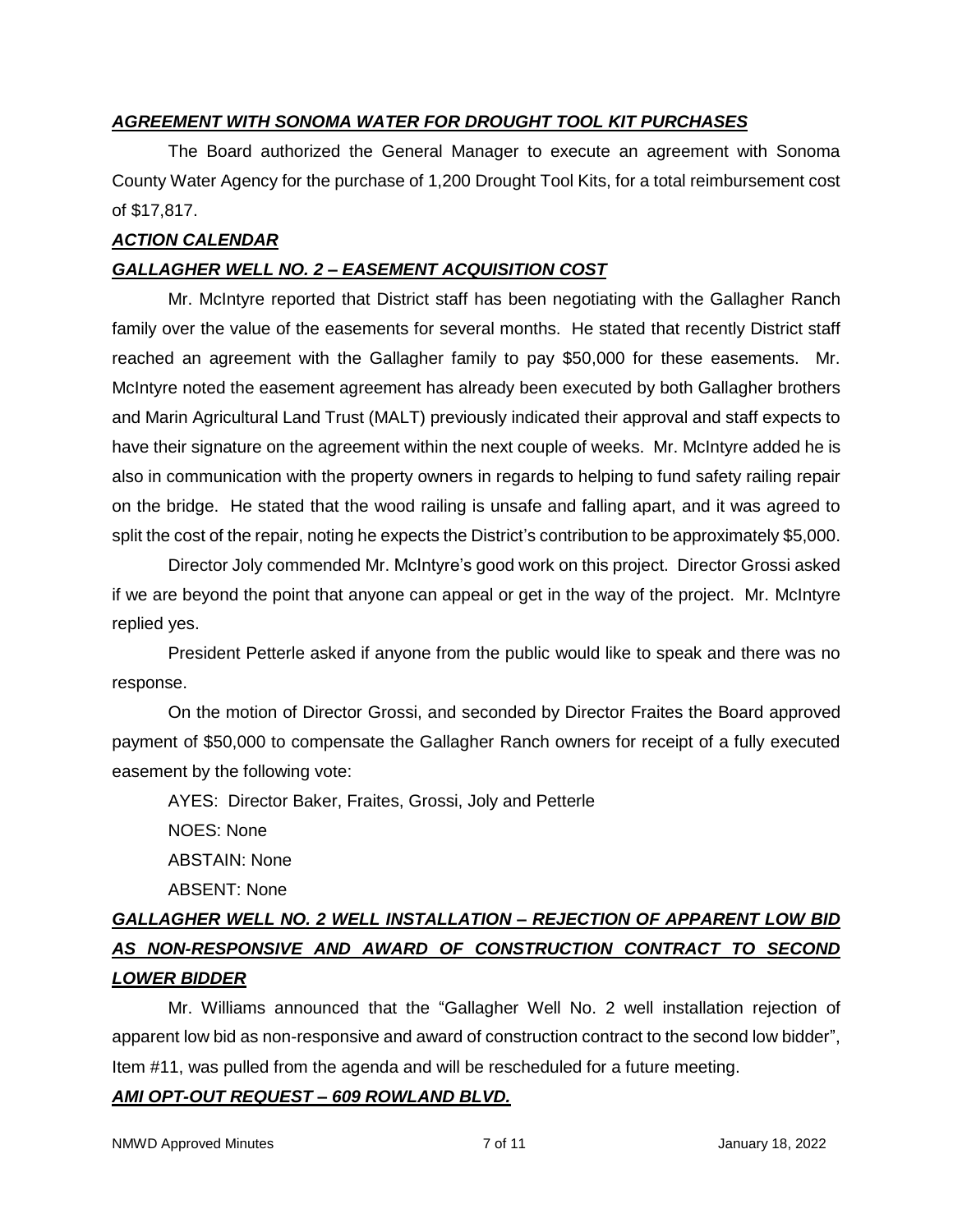***AGREEMENT WITH SONOMA WATER FOR DROUGHT TOOL KIT PURCHASES***

The Board authorized the General Manager to execute an agreement with Sonoma County Water Agency for the purchase of 1,200 Drought Tool Kits, for a total reimbursement cost of $17,817.

***ACTION CALENDAR***

***GALLAGHER WELL NO. 2 – EASEMENT ACQUISITION COST***

Mr. McIntyre reported that District staff has been negotiating with the Gallagher Ranch family over the value of the easements for several months. He stated that recently District staff reached an agreement with the Gallagher family to pay $50,000 for these easements. Mr. McIntyre noted the easement agreement has already been executed by both Gallagher brothers and Marin Agricultural Land Trust (MALT) previously indicated their approval and staff expects to have their signature on the agreement within the next couple of weeks. Mr. McIntyre added he is also in communication with the property owners in regards to helping to fund safety railing repair on the bridge. He stated that the wood railing is unsafe and falling apart, and it was agreed to split the cost of the repair, noting he expects the District's contribution to be approximately $5,000.

Director Joly commended Mr. McIntyre's good work on this project. Director Grossi asked if we are beyond the point that anyone can appeal or get in the way of the project. Mr. McIntyre replied yes.

President Petterle asked if anyone from the public would like to speak and there was no response.

On the motion of Director Grossi, and seconded by Director Fraites the Board approved payment of $50,000 to compensate the Gallagher Ranch owners for receipt of a fully executed easement by the following vote:

AYES: Director Baker, Fraites, Grossi, Joly and Petterle

NOES: None

ABSTAIN: None

ABSENT: None

***GALLAGHER WELL NO. 2 WELL INSTALLATION – REJECTION OF APPARENT LOW BID AS NON-RESPONSIVE AND AWARD OF CONSTRUCTION CONTRACT TO SECOND LOWER BIDDER***

Mr. Williams announced that the "Gallagher Well No. 2 well installation rejection of apparent low bid as non-responsive and award of construction contract to the second low bidder", Item #11, was pulled from the agenda and will be rescheduled for a future meeting.

***AMI OPT-OUT REQUEST – 609 ROWLAND BLVD.***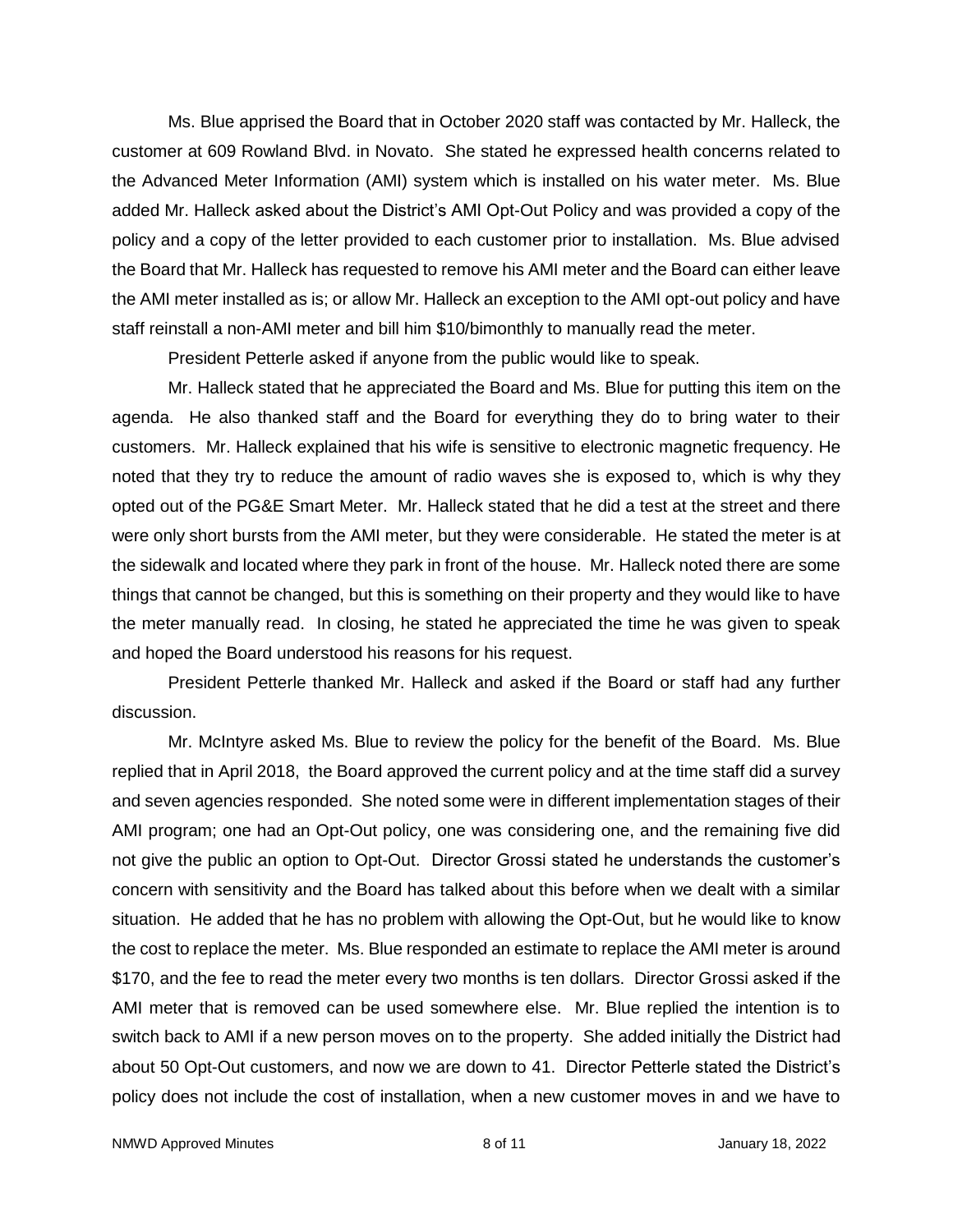Ms. Blue apprised the Board that in October 2020 staff was contacted by Mr. Halleck, the customer at 609 Rowland Blvd. in Novato. She stated he expressed health concerns related to the Advanced Meter Information (AMI) system which is installed on his water meter. Ms. Blue added Mr. Halleck asked about the District's AMI Opt-Out Policy and was provided a copy of the policy and a copy of the letter provided to each customer prior to installation. Ms. Blue advised the Board that Mr. Halleck has requested to remove his AMI meter and the Board can either leave the AMI meter installed as is; or allow Mr. Halleck an exception to the AMI opt-out policy and have staff reinstall a non-AMI meter and bill him $10/bimonthly to manually read the meter.

President Petterle asked if anyone from the public would like to speak.

Mr. Halleck stated that he appreciated the Board and Ms. Blue for putting this item on the agenda. He also thanked staff and the Board for everything they do to bring water to their customers. Mr. Halleck explained that his wife is sensitive to electronic magnetic frequency. He noted that they try to reduce the amount of radio waves she is exposed to, which is why they opted out of the PG&E Smart Meter. Mr. Halleck stated that he did a test at the street and there were only short bursts from the AMI meter, but they were considerable. He stated the meter is at the sidewalk and located where they park in front of the house. Mr. Halleck noted there are some things that cannot be changed, but this is something on their property and they would like to have the meter manually read. In closing, he stated he appreciated the time he was given to speak and hoped the Board understood his reasons for his request.

President Petterle thanked Mr. Halleck and asked if the Board or staff had any further discussion.

Mr. McIntyre asked Ms. Blue to review the policy for the benefit of the Board. Ms. Blue replied that in April 2018, the Board approved the current policy and at the time staff did a survey and seven agencies responded. She noted some were in different implementation stages of their AMI program; one had an Opt-Out policy, one was considering one, and the remaining five did not give the public an option to Opt-Out. Director Grossi stated he understands the customer's concern with sensitivity and the Board has talked about this before when we dealt with a similar situation. He added that he has no problem with allowing the Opt-Out, but he would like to know the cost to replace the meter. Ms. Blue responded an estimate to replace the AMI meter is around $170, and the fee to read the meter every two months is ten dollars. Director Grossi asked if the AMI meter that is removed can be used somewhere else. Mr. Blue replied the intention is to switch back to AMI if a new person moves on to the property. She added initially the District had about 50 Opt-Out customers, and now we are down to 41. Director Petterle stated the District's policy does not include the cost of installation, when a new customer moves in and we have to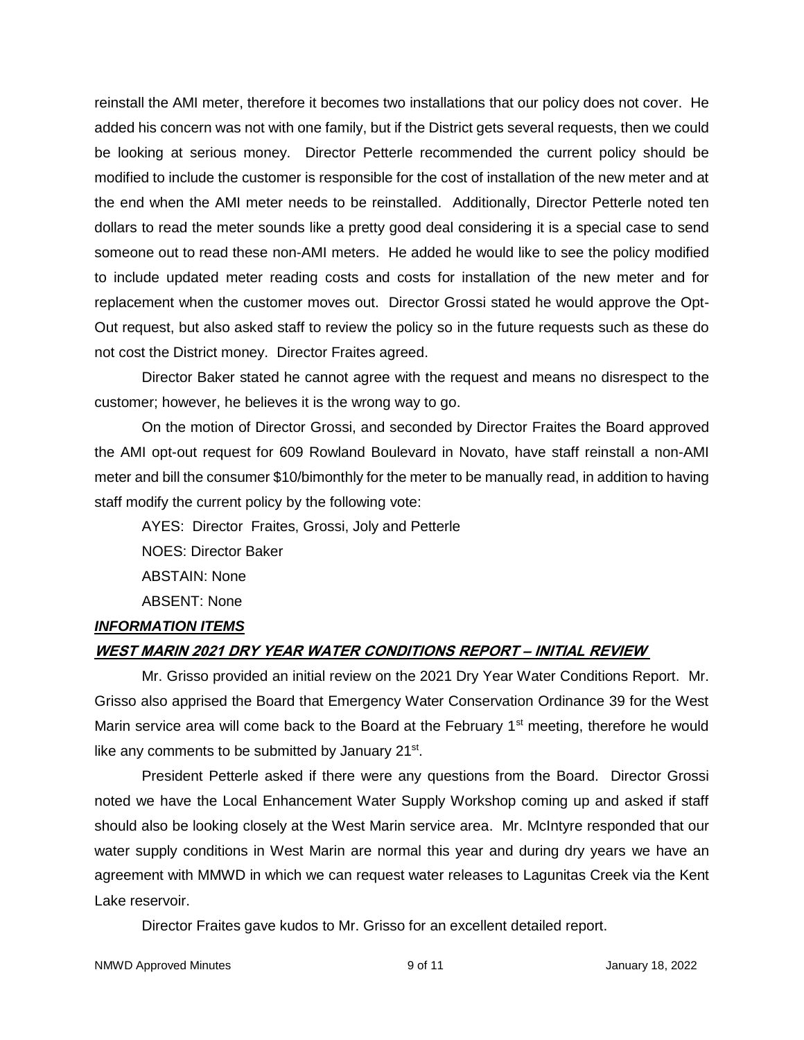reinstall the AMI meter, therefore it becomes two installations that our policy does not cover. He added his concern was not with one family, but if the District gets several requests, then we could be looking at serious money. Director Petterle recommended the current policy should be modified to include the customer is responsible for the cost of installation of the new meter and at the end when the AMI meter needs to be reinstalled. Additionally, Director Petterle noted ten dollars to read the meter sounds like a pretty good deal considering it is a special case to send someone out to read these non-AMI meters. He added he would like to see the policy modified to include updated meter reading costs and costs for installation of the new meter and for replacement when the customer moves out. Director Grossi stated he would approve the Opt-Out request, but also asked staff to review the policy so in the future requests such as these do not cost the District money. Director Fraites agreed.

Director Baker stated he cannot agree with the request and means no disrespect to the customer; however, he believes it is the wrong way to go.

On the motion of Director Grossi, and seconded by Director Fraites the Board approved the AMI opt-out request for 609 Rowland Boulevard in Novato, have staff reinstall a non-AMI meter and bill the consumer $10/bimonthly for the meter to be manually read, in addition to having staff modify the current policy by the following vote:

AYES: Director Fraites, Grossi, Joly and Petterle

NOES: Director Baker

ABSTAIN: None

ABSENT: None

***INFORMATION ITEMS***

**WEST MARIN 2021 DRY YEAR WATER CONDITIONS REPORT – INITIAL REVIEW**

Mr. Grisso provided an initial review on the 2021 Dry Year Water Conditions Report. Mr. Grisso also apprised the Board that Emergency Water Conservation Ordinance 39 for the West Marin service area will come back to the Board at the February 1st meeting, therefore he would like any comments to be submitted by January 21st.

President Petterle asked if there were any questions from the Board. Director Grossi noted we have the Local Enhancement Water Supply Workshop coming up and asked if staff should also be looking closely at the West Marin service area. Mr. McIntyre responded that our water supply conditions in West Marin are normal this year and during dry years we have an agreement with MMWD in which we can request water releases to Lagunitas Creek via the Kent Lake reservoir.

Director Fraites gave kudos to Mr. Grisso for an excellent detailed report.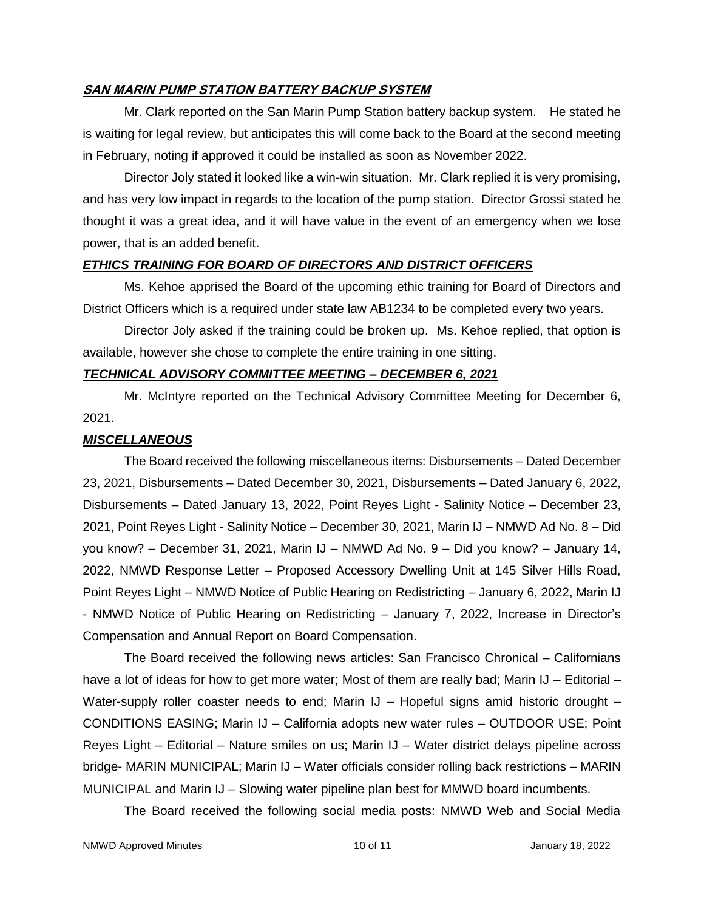***SAN MARIN PUMP STATION BATTERY BACKUP SYSTEM***

Mr. Clark reported on the San Marin Pump Station battery backup system. He stated he is waiting for legal review, but anticipates this will come back to the Board at the second meeting in February, noting if approved it could be installed as soon as November 2022.

Director Joly stated it looked like a win-win situation. Mr. Clark replied it is very promising, and has very low impact in regards to the location of the pump station. Director Grossi stated he thought it was a great idea, and it will have value in the event of an emergency when we lose power, that is an added benefit.

***ETHICS TRAINING FOR BOARD OF DIRECTORS AND DISTRICT OFFICERS***

Ms. Kehoe apprised the Board of the upcoming ethic training for Board of Directors and District Officers which is a required under state law AB1234 to be completed every two years.

Director Joly asked if the training could be broken up. Ms. Kehoe replied, that option is available, however she chose to complete the entire training in one sitting.

***TECHNICAL ADVISORY COMMITTEE MEETING – DECEMBER 6, 2021***

Mr. McIntyre reported on the Technical Advisory Committee Meeting for December 6, 2021.

***MISCELLANEOUS***

The Board received the following miscellaneous items: Disbursements – Dated December 23, 2021, Disbursements – Dated December 30, 2021, Disbursements – Dated January 6, 2022, Disbursements – Dated January 13, 2022, Point Reyes Light - Salinity Notice – December 23, 2021, Point Reyes Light - Salinity Notice – December 30, 2021, Marin IJ – NMWD Ad No. 8 – Did you know? – December 31, 2021, Marin IJ – NMWD Ad No. 9 – Did you know? – January 14, 2022, NMWD Response Letter – Proposed Accessory Dwelling Unit at 145 Silver Hills Road, Point Reyes Light – NMWD Notice of Public Hearing on Redistricting – January 6, 2022, Marin IJ - NMWD Notice of Public Hearing on Redistricting – January 7, 2022, Increase in Director's Compensation and Annual Report on Board Compensation.

The Board received the following news articles: San Francisco Chronical – Californians have a lot of ideas for how to get more water; Most of them are really bad; Marin IJ – Editorial – Water-supply roller coaster needs to end; Marin IJ – Hopeful signs amid historic drought – CONDITIONS EASING; Marin IJ – California adopts new water rules – OUTDOOR USE; Point Reyes Light – Editorial – Nature smiles on us; Marin IJ – Water district delays pipeline across bridge- MARIN MUNICIPAL; Marin IJ – Water officials consider rolling back restrictions – MARIN MUNICIPAL and Marin IJ – Slowing water pipeline plan best for MMWD board incumbents.

The Board received the following social media posts: NMWD Web and Social Media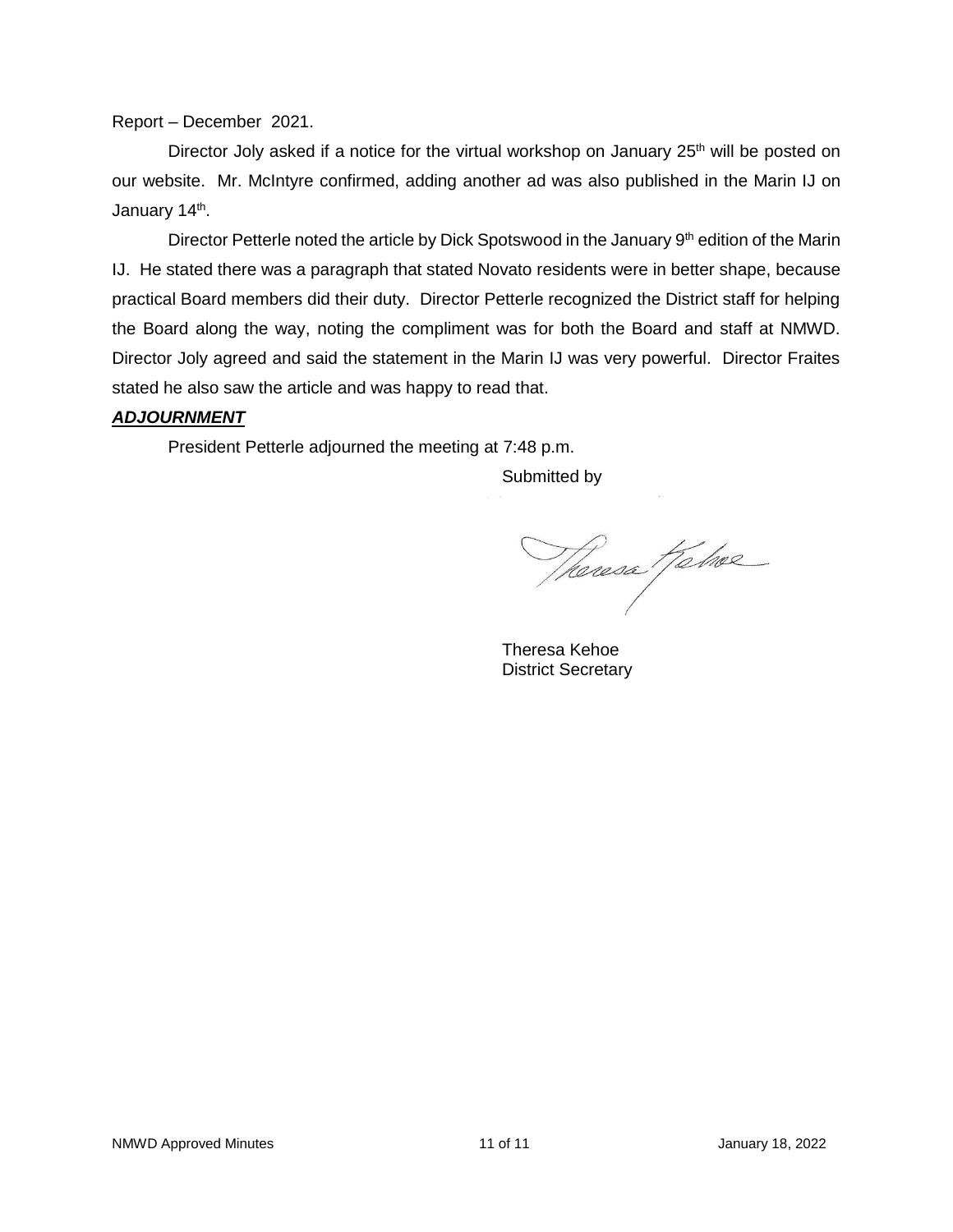Report – December 2021.

Director Joly asked if a notice for the virtual workshop on January 25th will be posted on our website. Mr. McIntyre confirmed, adding another ad was also published in the Marin IJ on January 14th.

Director Petterle noted the article by Dick Spotswood in the January 9th edition of the Marin IJ. He stated there was a paragraph that stated Novato residents were in better shape, because practical Board members did their duty. Director Petterle recognized the District staff for helping the Board along the way, noting the compliment was for both the Board and staff at NMWD. Director Joly agreed and said the statement in the Marin IJ was very powerful. Director Fraites stated he also saw the article and was happy to read that.

***ADJOURNMENT***

President Petterle adjourned the meeting at 7:48 p.m.

Submitted by

Theresa Kehoe
District Secretary